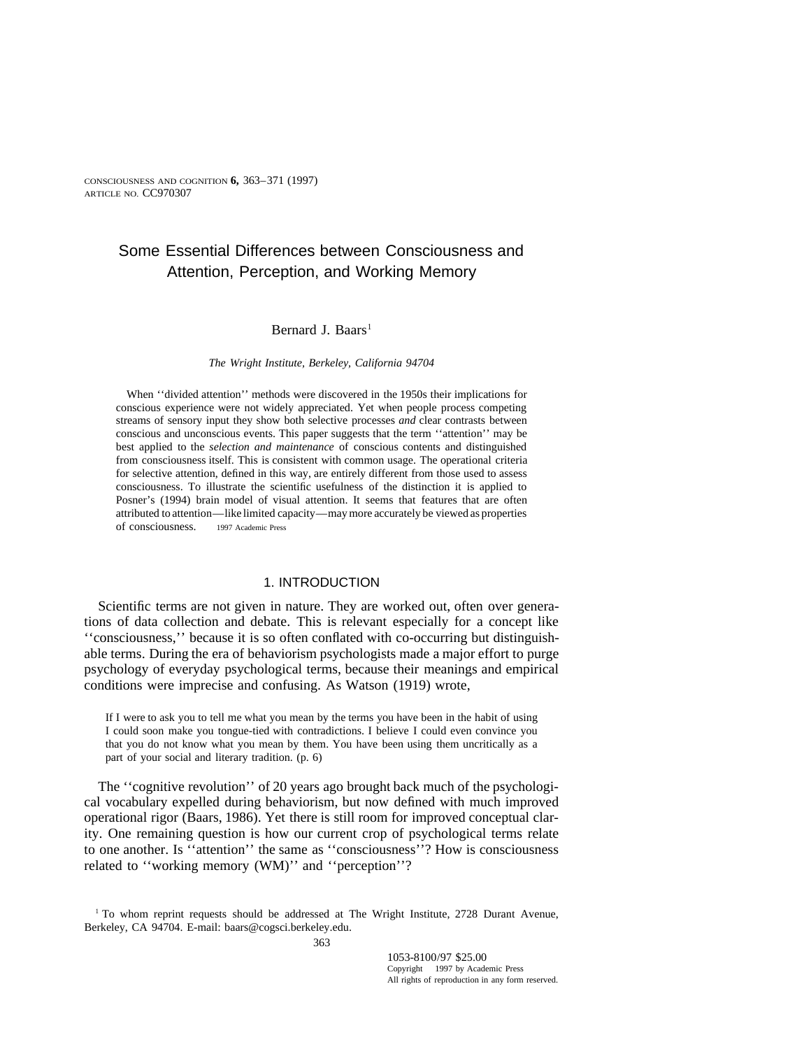# Some Essential Differences between Consciousness and Attention, Perception, and Working Memory

Bernard J. Baars[1]

*The Wright Institute, Berkeley, California 94704*

When ''divided attention'' methods were discovered in the 1950s their implications for conscious experience were not widely appreciated. Yet when people process competing streams of sensory input they show both selective processes *and* clear contrasts between conscious and unconscious events. This paper suggests that the term ''attention'' may be best applied to the *selection and maintenance* of conscious contents and distinguished from consciousness itself. This is consistent with common usage. The operational criteria for selective attention, defined in this way, are entirely different from those used to assess consciousness. To illustrate the scientific usefulness of the distinction it is applied to Posner's (1994) brain model of visual attention. It seems that features that are often attributed to attention—like limited capacity—may more accurately be viewed as properties of consciousness. © 1997 Academic Press

## 1. INTRODUCTION

Scientific terms are not given in nature. They are worked out, often over generations of data collection and debate. This is relevant especially for a concept like ''consciousness,'' because it is so often conflated with co-occurring but distinguishable terms. During the era of behaviorism psychologists made a major effort to purge psychology of everyday psychological terms, because their meanings and empirical conditions were imprecise and confusing. As Watson (1919) wrote,

> If I were to ask you to tell me what you mean by the terms you have been in the habit of using I could soon make you tongue-tied with contradictions. I believe I could even convince you that you do not know what you mean by them. You have been using them uncritically as a part of your social and literary tradition. (p. 6)

The ''cognitive revolution'' of 20 years ago brought back much of the psychological vocabulary expelled during behaviorism, but now defined with much improved operational rigor (Baars, 1986). Yet there is still room for improved conceptual clarity. One remaining question is how our current crop of psychological terms relate to one another. Is ''attention'' the same as ''consciousness''? How is consciousness related to ''working memory (WM)'' and ''perception''?

[1] To whom reprint requests should be addressed at The Wright Institute, 2728 Durant Avenue, Berkeley, CA 94704. E-mail: baars@cogsci.berkeley.edu.

1053-8100/97 $25.00
Copyright © 1997 by Academic Press
All rights of reproduction in any form reserved.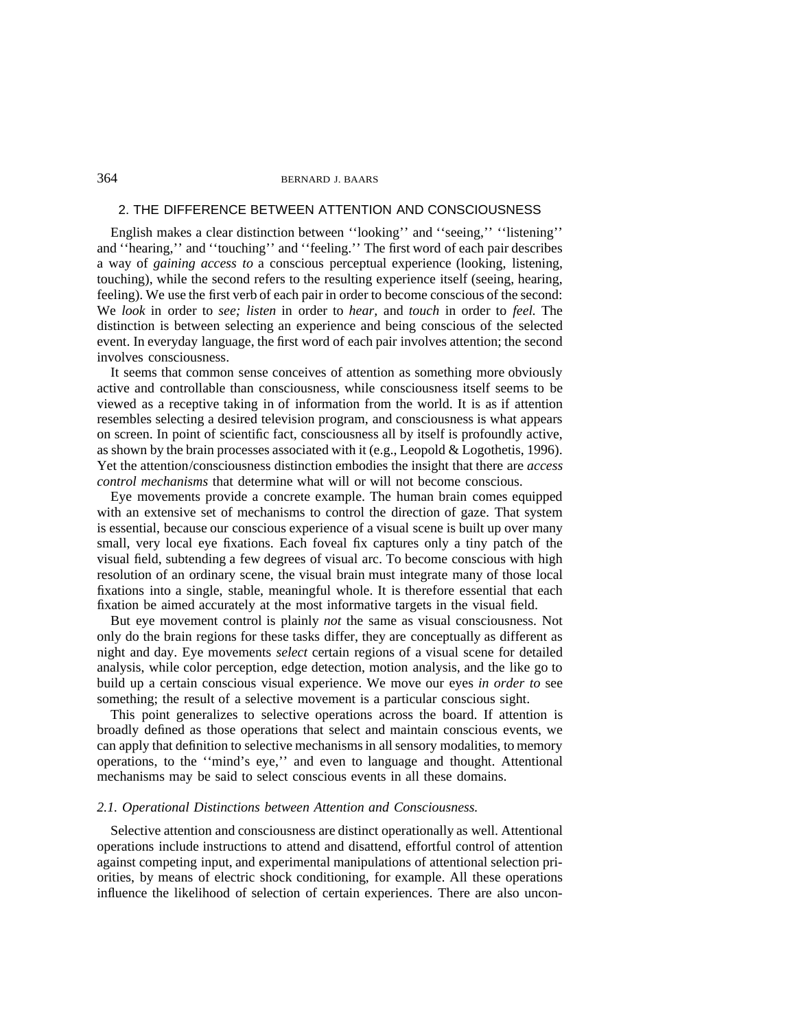## 2. THE DIFFERENCE BETWEEN ATTENTION AND CONSCIOUSNESS

English makes a clear distinction between ''looking'' and ''seeing,'' ''listening'' and ''hearing,'' and ''touching'' and ''feeling.'' The first word of each pair describes a way of *gaining access to* a conscious perceptual experience (looking, listening, touching), while the second refers to the resulting experience itself (seeing, hearing, feeling). We use the first verb of each pair in order to become conscious of the second: We *look* in order to *see; listen* in order to *hear,* and *touch* in order to *feel.* The distinction is between selecting an experience and being conscious of the selected event. In everyday language, the first word of each pair involves attention; the second involves consciousness.

It seems that common sense conceives of attention as something more obviously active and controllable than consciousness, while consciousness itself seems to be viewed as a receptive taking in of information from the world. It is as if attention resembles selecting a desired television program, and consciousness is what appears on screen. In point of scientific fact, consciousness all by itself is profoundly active, as shown by the brain processes associated with it (e.g., Leopold & Logothetis, 1996). Yet the attention/consciousness distinction embodies the insight that there are *access control mechanisms* that determine what will or will not become conscious.

Eye movements provide a concrete example. The human brain comes equipped with an extensive set of mechanisms to control the direction of gaze. That system is essential, because our conscious experience of a visual scene is built up over many small, very local eye fixations. Each foveal fix captures only a tiny patch of the visual field, subtending a few degrees of visual arc. To become conscious with high resolution of an ordinary scene, the visual brain must integrate many of those local fixations into a single, stable, meaningful whole. It is therefore essential that each fixation be aimed accurately at the most informative targets in the visual field.

But eye movement control is plainly *not* the same as visual consciousness. Not only do the brain regions for these tasks differ, they are conceptually as different as night and day. Eye movements *select* certain regions of a visual scene for detailed analysis, while color perception, edge detection, motion analysis, and the like go to build up a certain conscious visual experience. We move our eyes *in order to* see something; the result of a selective movement is a particular conscious sight.

This point generalizes to selective operations across the board. If attention is broadly defined as those operations that select and maintain conscious events, we can apply that definition to selective mechanisms in all sensory modalities, to memory operations, to the ''mind's eye,'' and even to language and thought. Attentional mechanisms may be said to select conscious events in all these domains.

### *2.1. Operational Distinctions between Attention and Consciousness.*

Selective attention and consciousness are distinct operationally as well. Attentional operations include instructions to attend and disattend, effortful control of attention against competing input, and experimental manipulations of attentional selection priorities, by means of electric shock conditioning, for example. All these operations influence the likelihood of selection of certain experiences. There are also uncon-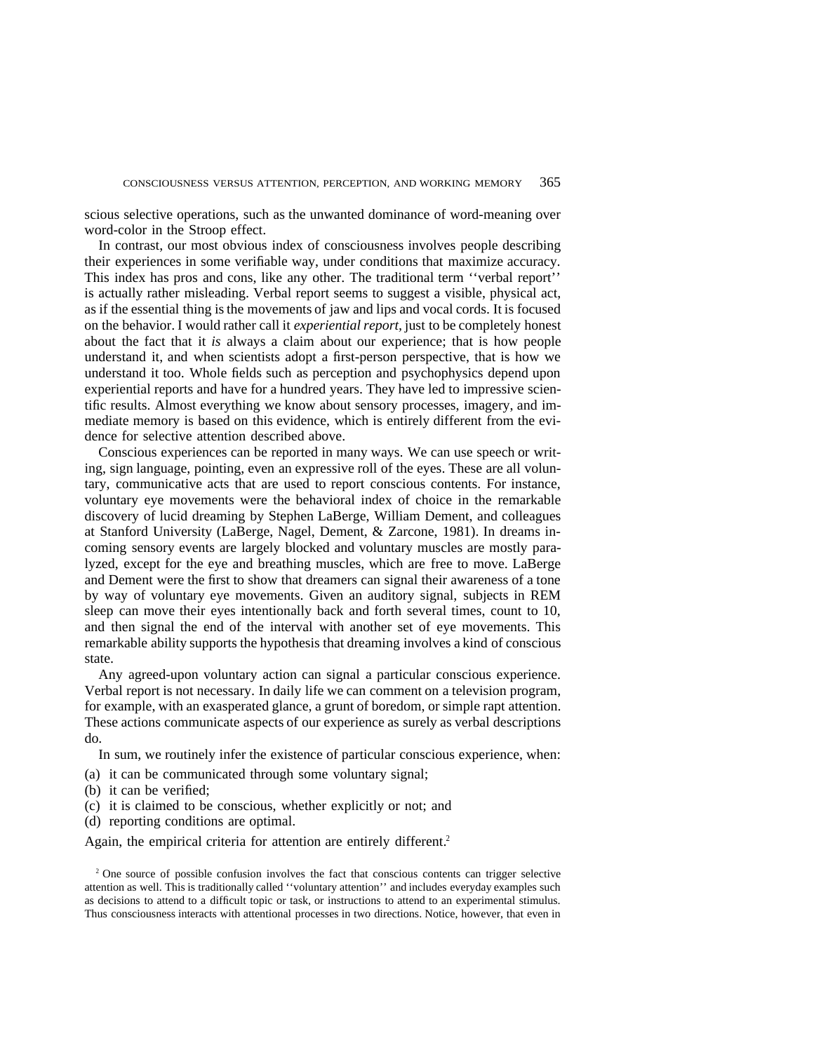scious selective operations, such as the unwanted dominance of word-meaning over word-color in the Stroop effect.

In contrast, our most obvious index of consciousness involves people describing their experiences in some verifiable way, under conditions that maximize accuracy. This index has pros and cons, like any other. The traditional term ''verbal report'' is actually rather misleading. Verbal report seems to suggest a visible, physical act, as if the essential thing is the movements of jaw and lips and vocal cords. It is focused on the behavior. I would rather call it *experiential report*, just to be completely honest about the fact that it *is* always a claim about our experience; that is how people understand it, and when scientists adopt a first-person perspective, that is how we understand it too. Whole fields such as perception and psychophysics depend upon experiential reports and have for a hundred years. They have led to impressive scientific results. Almost everything we know about sensory processes, imagery, and immediate memory is based on this evidence, which is entirely different from the evidence for selective attention described above.

Conscious experiences can be reported in many ways. We can use speech or writing, sign language, pointing, even an expressive roll of the eyes. These are all voluntary, communicative acts that are used to report conscious contents. For instance, voluntary eye movements were the behavioral index of choice in the remarkable discovery of lucid dreaming by Stephen LaBerge, William Dement, and colleagues at Stanford University (LaBerge, Nagel, Dement, & Zarcone, 1981). In dreams incoming sensory events are largely blocked and voluntary muscles are mostly paralyzed, except for the eye and breathing muscles, which are free to move. LaBerge and Dement were the first to show that dreamers can signal their awareness of a tone by way of voluntary eye movements. Given an auditory signal, subjects in REM sleep can move their eyes intentionally back and forth several times, count to 10, and then signal the end of the interval with another set of eye movements. This remarkable ability supports the hypothesis that dreaming involves a kind of conscious state.

Any agreed-upon voluntary action can signal a particular conscious experience. Verbal report is not necessary. In daily life we can comment on a television program, for example, with an exasperated glance, a grunt of boredom, or simple rapt attention. These actions communicate aspects of our experience as surely as verbal descriptions do.

In sum, we routinely infer the existence of particular conscious experience, when:

(a) it can be communicated through some voluntary signal;
(b) it can be verified;
(c) it is claimed to be conscious, whether explicitly or not; and
(d) reporting conditions are optimal.

Again, the empirical criteria for attention are entirely different.[2]

[2] One source of possible confusion involves the fact that conscious contents can trigger selective attention as well. This is traditionally called ''voluntary attention'' and includes everyday examples such as decisions to attend to a difficult topic or task, or instructions to attend to an experimental stimulus. Thus consciousness interacts with attentional processes in two directions. Notice, however, that even in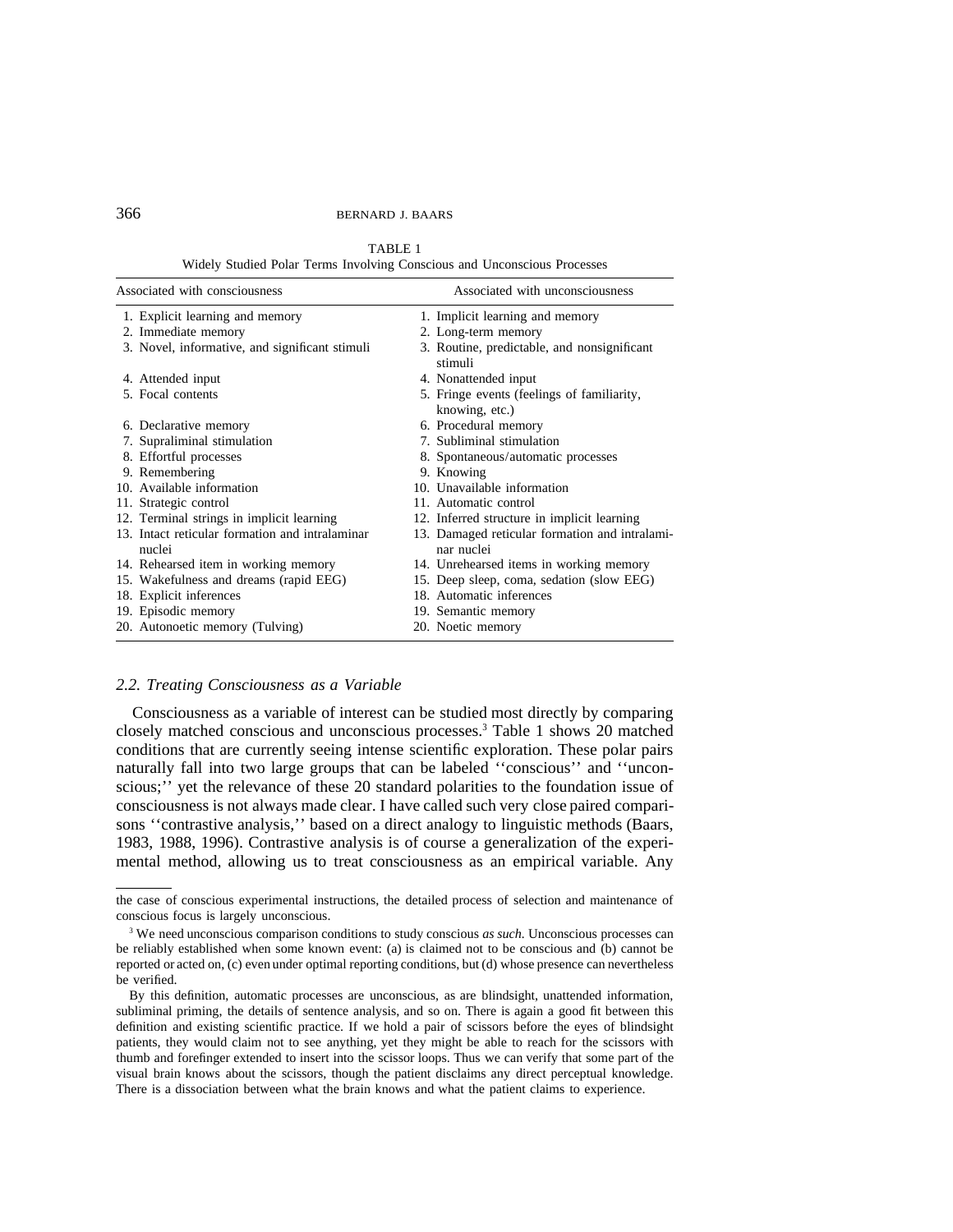TABLE 1
Widely Studied Polar Terms Involving Conscious and Unconscious Processes

| Associated with consciousness | Associated with unconsciousness |
|---|---|
| 1. Explicit learning and memory | 1. Implicit learning and memory |
| 2. Immediate memory | 2. Long-term memory |
| 3. Novel, informative, and significant stimuli | 3. Routine, predictable, and nonsignificant stimuli |
| 4. Attended input | 4. Nonattended input |
| 5. Focal contents | 5. Fringe events (feelings of familiarity, knowing, etc.) |
| 6. Declarative memory | 6. Procedural memory |
| 7. Supraliminal stimulation | 7. Subliminal stimulation |
| 8. Effortful processes | 8. Spontaneous/automatic processes |
| 9. Remembering | 9. Knowing |
| 10. Available information | 10. Unavailable information |
| 11. Strategic control | 11. Automatic control |
| 12. Terminal strings in implicit learning | 12. Inferred structure in implicit learning |
| 13. Intact reticular formation and intralaminar nuclei | 13. Damaged reticular formation and intralaminar nuclei |
| 14. Rehearsed item in working memory | 14. Unrehearsed items in working memory |
| 15. Wakefulness and dreams (rapid EEG) | 15. Deep sleep, coma, sedation (slow EEG) |
| 18. Explicit inferences | 18. Automatic inferences |
| 19. Episodic memory | 19. Semantic memory |
| 20. Autonoetic memory (Tulving) | 20. Noetic memory |

### *2.2. Treating Consciousness as a Variable*

Consciousness as a variable of interest can be studied most directly by comparing closely matched conscious and unconscious processes.[3] Table 1 shows 20 matched conditions that are currently seeing intense scientific exploration. These polar pairs naturally fall into two large groups that can be labeled ''conscious'' and ''unconscious;'' yet the relevance of these 20 standard polarities to the foundation issue of consciousness is not always made clear. I have called such very close paired comparisons ''contrastive analysis,'' based on a direct analogy to linguistic methods (Baars, 1983, 1988, 1996). Contrastive analysis is of course a generalization of the experimental method, allowing us to treat consciousness as an empirical variable. Any

---

the case of conscious experimental instructions, the detailed process of selection and maintenance of conscious focus is largely unconscious.

[3] We need unconscious comparison conditions to study conscious *as such.* Unconscious processes can be reliably established when some known event: (a) is claimed not to be conscious and (b) cannot be reported or acted on, (c) even under optimal reporting conditions, but (d) whose presence can nevertheless be verified.

By this definition, automatic processes are unconscious, as are blindsight, unattended information, subliminal priming, the details of sentence analysis, and so on. There is again a good fit between this definition and existing scientific practice. If we hold a pair of scissors before the eyes of blindsight patients, they would claim not to see anything, yet they might be able to reach for the scissors with thumb and forefinger extended to insert into the scissor loops. Thus we can verify that some part of the visual brain knows about the scissors, though the patient disclaims any direct perceptual knowledge. There is a dissociation between what the brain knows and what the patient claims to experience.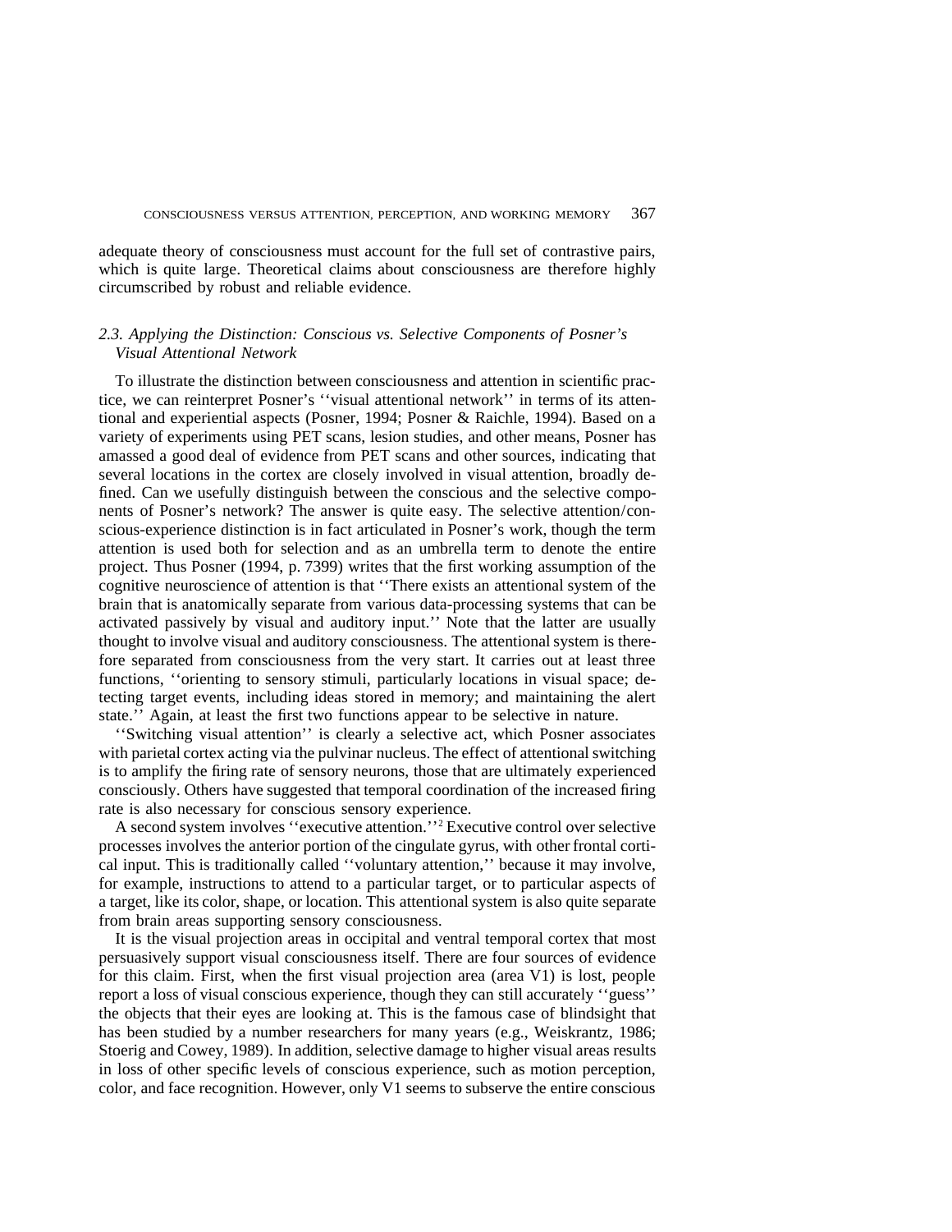adequate theory of consciousness must account for the full set of contrastive pairs, which is quite large. Theoretical claims about consciousness are therefore highly circumscribed by robust and reliable evidence.

### *2.3. Applying the Distinction: Conscious vs. Selective Components of Posner's Visual Attentional Network*

To illustrate the distinction between consciousness and attention in scientific practice, we can reinterpret Posner's ''visual attentional network'' in terms of its attentional and experiential aspects (Posner, 1994; Posner & Raichle, 1994). Based on a variety of experiments using PET scans, lesion studies, and other means, Posner has amassed a good deal of evidence from PET scans and other sources, indicating that several locations in the cortex are closely involved in visual attention, broadly defined. Can we usefully distinguish between the conscious and the selective components of Posner's network? The answer is quite easy. The selective attention/conscious-experience distinction is in fact articulated in Posner's work, though the term attention is used both for selection and as an umbrella term to denote the entire project. Thus Posner (1994, p. 7399) writes that the first working assumption of the cognitive neuroscience of attention is that ''There exists an attentional system of the brain that is anatomically separate from various data-processing systems that can be activated passively by visual and auditory input.'' Note that the latter are usually thought to involve visual and auditory consciousness. The attentional system is therefore separated from consciousness from the very start. It carries out at least three functions, ''orienting to sensory stimuli, particularly locations in visual space; detecting target events, including ideas stored in memory; and maintaining the alert state.'' Again, at least the first two functions appear to be selective in nature.

''Switching visual attention'' is clearly a selective act, which Posner associates with parietal cortex acting via the pulvinar nucleus. The effect of attentional switching is to amplify the firing rate of sensory neurons, those that are ultimately experienced consciously. Others have suggested that temporal coordination of the increased firing rate is also necessary for conscious sensory experience.

A second system involves ''executive attention.''[2] Executive control over selective processes involves the anterior portion of the cingulate gyrus, with other frontal cortical input. This is traditionally called ''voluntary attention,'' because it may involve, for example, instructions to attend to a particular target, or to particular aspects of a target, like its color, shape, or location. This attentional system is also quite separate from brain areas supporting sensory consciousness.

It is the visual projection areas in occipital and ventral temporal cortex that most persuasively support visual consciousness itself. There are four sources of evidence for this claim. First, when the first visual projection area (area V1) is lost, people report a loss of visual conscious experience, though they can still accurately ''guess'' the objects that their eyes are looking at. This is the famous case of blindsight that has been studied by a number researchers for many years (e.g., Weiskrantz, 1986; Stoerig and Cowey, 1989). In addition, selective damage to higher visual areas results in loss of other specific levels of conscious experience, such as motion perception, color, and face recognition. However, only V1 seems to subserve the entire conscious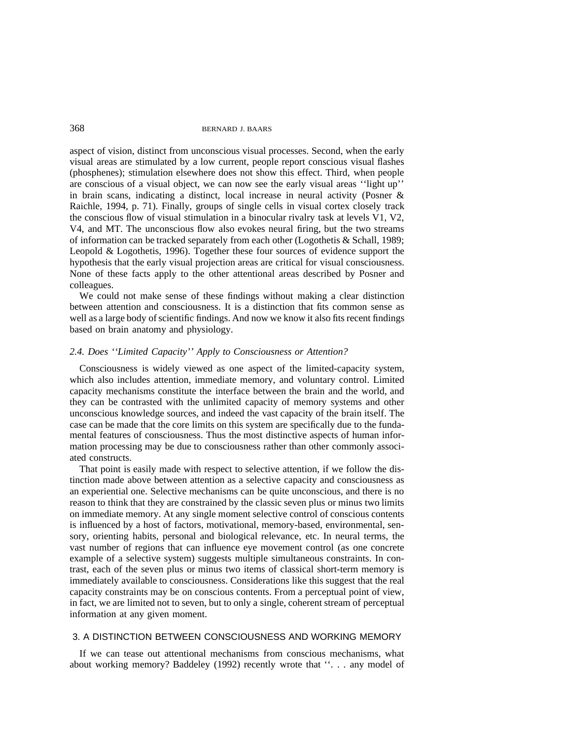aspect of vision, distinct from unconscious visual processes. Second, when the early visual areas are stimulated by a low current, people report conscious visual flashes (phosphenes); stimulation elsewhere does not show this effect. Third, when people are conscious of a visual object, we can now see the early visual areas ''light up'' in brain scans, indicating a distinct, local increase in neural activity (Posner & Raichle, 1994, p. 71). Finally, groups of single cells in visual cortex closely track the conscious flow of visual stimulation in a binocular rivalry task at levels V1, V2, V4, and MT. The unconscious flow also evokes neural firing, but the two streams of information can be tracked separately from each other (Logothetis & Schall, 1989; Leopold & Logothetis, 1996). Together these four sources of evidence support the hypothesis that the early visual projection areas are critical for visual consciousness. None of these facts apply to the other attentional areas described by Posner and colleagues.

We could not make sense of these findings without making a clear distinction between attention and consciousness. It is a distinction that fits common sense as well as a large body of scientific findings. And now we know it also fits recent findings based on brain anatomy and physiology.

### *2.4. Does ''Limited Capacity'' Apply to Consciousness or Attention?*

Consciousness is widely viewed as one aspect of the limited-capacity system, which also includes attention, immediate memory, and voluntary control. Limited capacity mechanisms constitute the interface between the brain and the world, and they can be contrasted with the unlimited capacity of memory systems and other unconscious knowledge sources, and indeed the vast capacity of the brain itself. The case can be made that the core limits on this system are specifically due to the fundamental features of consciousness. Thus the most distinctive aspects of human information processing may be due to consciousness rather than other commonly associated constructs.

That point is easily made with respect to selective attention, if we follow the distinction made above between attention as a selective capacity and consciousness as an experiential one. Selective mechanisms can be quite unconscious, and there is no reason to think that they are constrained by the classic seven plus or minus two limits on immediate memory. At any single moment selective control of conscious contents is influenced by a host of factors, motivational, memory-based, environmental, sensory, orienting habits, personal and biological relevance, etc. In neural terms, the vast number of regions that can influence eye movement control (as one concrete example of a selective system) suggests multiple simultaneous constraints. In contrast, each of the seven plus or minus two items of classical short-term memory is immediately available to consciousness. Considerations like this suggest that the real capacity constraints may be on conscious contents. From a perceptual point of view, in fact, we are limited not to seven, but to only a single, coherent stream of perceptual information at any given moment.

## 3. A DISTINCTION BETWEEN CONSCIOUSNESS AND WORKING MEMORY

If we can tease out attentional mechanisms from conscious mechanisms, what about working memory? Baddeley (1992) recently wrote that ''. . . any model of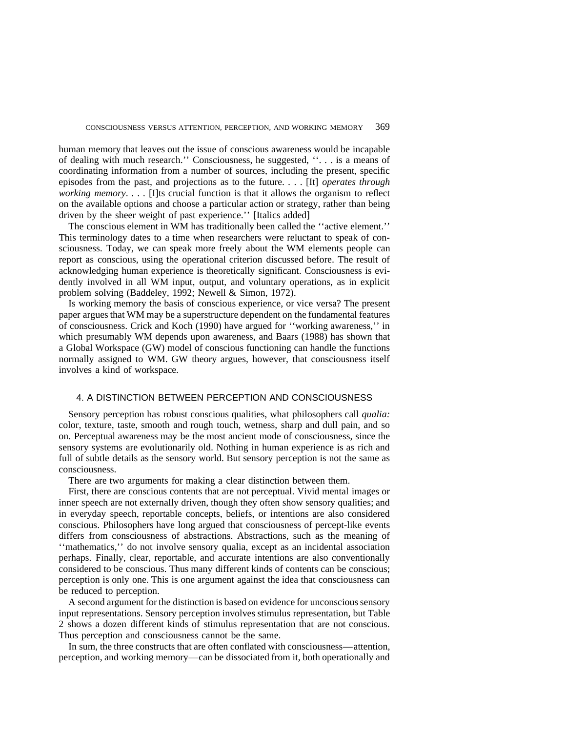human memory that leaves out the issue of conscious awareness would be incapable of dealing with much research.'' Consciousness, he suggested, ''. . . is a means of coordinating information from a number of sources, including the present, specific episodes from the past, and projections as to the future. . . . [It] *operates through working memory*. . . . [I]ts crucial function is that it allows the organism to reflect on the available options and choose a particular action or strategy, rather than being driven by the sheer weight of past experience.'' [Italics added]

The conscious element in WM has traditionally been called the ''active element.'' This terminology dates to a time when researchers were reluctant to speak of consciousness. Today, we can speak more freely about the WM elements people can report as conscious, using the operational criterion discussed before. The result of acknowledging human experience is theoretically significant. Consciousness is evidently involved in all WM input, output, and voluntary operations, as in explicit problem solving (Baddeley, 1992; Newell & Simon, 1972).

Is working memory the basis of conscious experience, or vice versa? The present paper argues that WM may be a superstructure dependent on the fundamental features of consciousness. Crick and Koch (1990) have argued for ''working awareness,'' in which presumably WM depends upon awareness, and Baars (1988) has shown that a Global Workspace (GW) model of conscious functioning can handle the functions normally assigned to WM. GW theory argues, however, that consciousness itself involves a kind of workspace.

## 4. A DISTINCTION BETWEEN PERCEPTION AND CONSCIOUSNESS

Sensory perception has robust conscious qualities, what philosophers call *qualia:* color, texture, taste, smooth and rough touch, wetness, sharp and dull pain, and so on. Perceptual awareness may be the most ancient mode of consciousness, since the sensory systems are evolutionarily old. Nothing in human experience is as rich and full of subtle details as the sensory world. But sensory perception is not the same as consciousness.

There are two arguments for making a clear distinction between them.

First, there are conscious contents that are not perceptual. Vivid mental images or inner speech are not externally driven, though they often show sensory qualities; and in everyday speech, reportable concepts, beliefs, or intentions are also considered conscious. Philosophers have long argued that consciousness of percept-like events differs from consciousness of abstractions. Abstractions, such as the meaning of ''mathematics,'' do not involve sensory qualia, except as an incidental association perhaps. Finally, clear, reportable, and accurate intentions are also conventionally considered to be conscious. Thus many different kinds of contents can be conscious; perception is only one. This is one argument against the idea that consciousness can be reduced to perception.

A second argument for the distinction is based on evidence for unconscious sensory input representations. Sensory perception involves stimulus representation, but Table 2 shows a dozen different kinds of stimulus representation that are not conscious. Thus perception and consciousness cannot be the same.

In sum, the three constructs that are often conflated with consciousness—attention, perception, and working memory—can be dissociated from it, both operationally and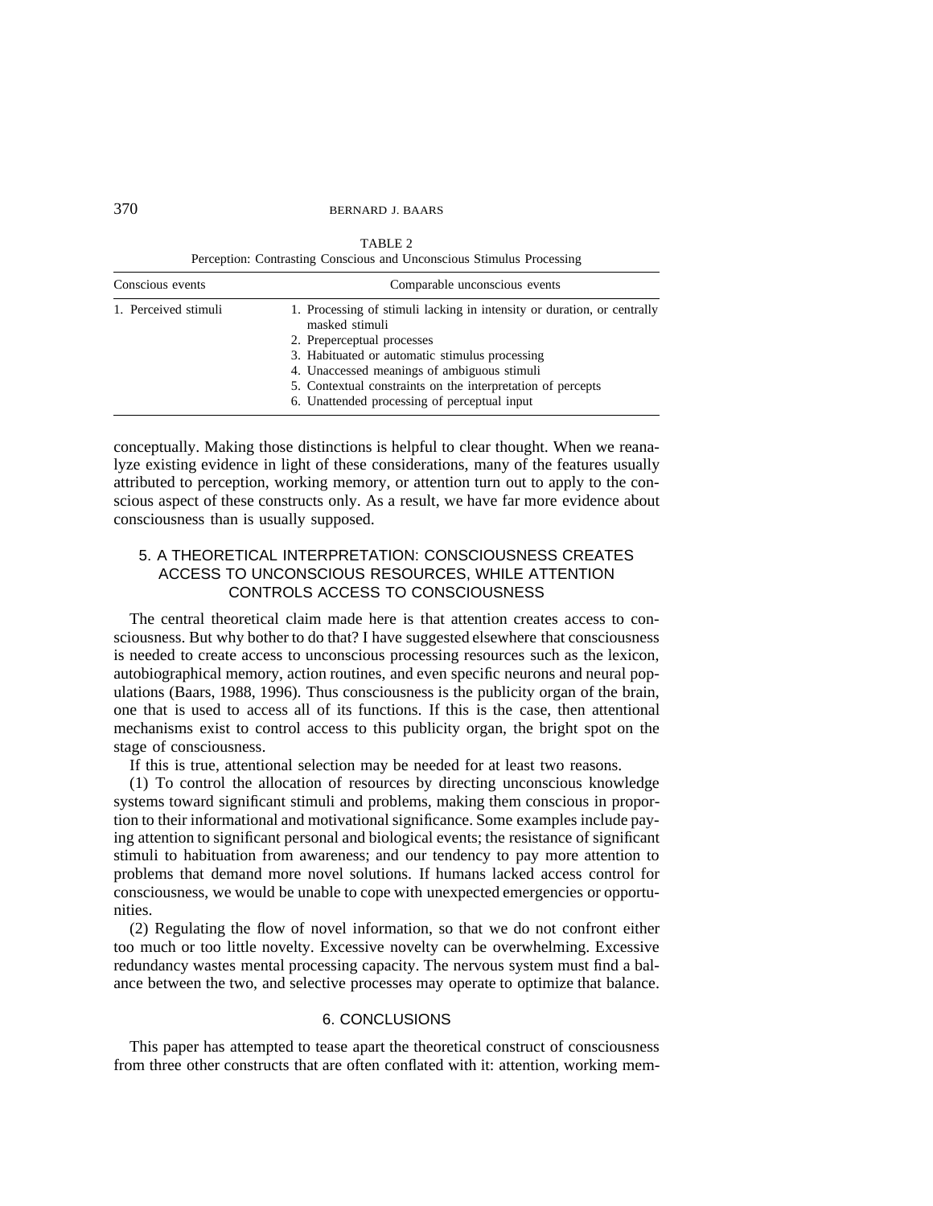TABLE 2
Perception: Contrasting Conscious and Unconscious Stimulus Processing

| Conscious events | Comparable unconscious events |
|---|---|
| 1. Perceived stimuli | 1. Processing of stimuli lacking in intensity or duration, or centrally masked stimuli |
| | 2. Preperceptual processes |
| | 3. Habituated or automatic stimulus processing |
| | 4. Unaccessed meanings of ambiguous stimuli |
| | 5. Contextual constraints on the interpretation of percepts |
| | 6. Unattended processing of perceptual input |

conceptually. Making those distinctions is helpful to clear thought. When we reanalyze existing evidence in light of these considerations, many of the features usually attributed to perception, working memory, or attention turn out to apply to the conscious aspect of these constructs only. As a result, we have far more evidence about consciousness than is usually supposed.

## 5. A THEORETICAL INTERPRETATION: CONSCIOUSNESS CREATES ACCESS TO UNCONSCIOUS RESOURCES, WHILE ATTENTION CONTROLS ACCESS TO CONSCIOUSNESS

The central theoretical claim made here is that attention creates access to consciousness. But why bother to do that? I have suggested elsewhere that consciousness is needed to create access to unconscious processing resources such as the lexicon, autobiographical memory, action routines, and even specific neurons and neural populations (Baars, 1988, 1996). Thus consciousness is the publicity organ of the brain, one that is used to access all of its functions. If this is the case, then attentional mechanisms exist to control access to this publicity organ, the bright spot on the stage of consciousness.

If this is true, attentional selection may be needed for at least two reasons.

(1) To control the allocation of resources by directing unconscious knowledge systems toward significant stimuli and problems, making them conscious in proportion to their informational and motivational significance. Some examples include paying attention to significant personal and biological events; the resistance of significant stimuli to habituation from awareness; and our tendency to pay more attention to problems that demand more novel solutions. If humans lacked access control for consciousness, we would be unable to cope with unexpected emergencies or opportunities.

(2) Regulating the flow of novel information, so that we do not confront either too much or too little novelty. Excessive novelty can be overwhelming. Excessive redundancy wastes mental processing capacity. The nervous system must find a balance between the two, and selective processes may operate to optimize that balance.

## 6. CONCLUSIONS

This paper has attempted to tease apart the theoretical construct of consciousness from three other constructs that are often conflated with it: attention, working mem-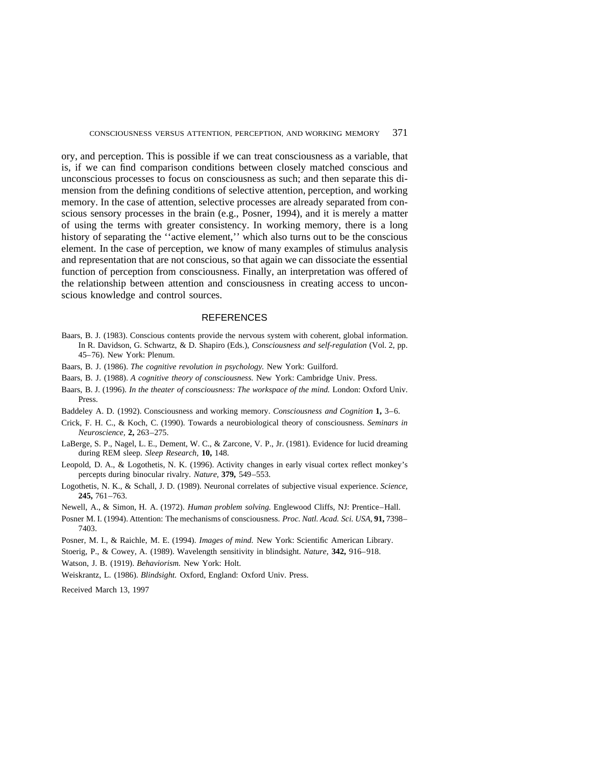ory, and perception. This is possible if we can treat consciousness as a variable, that is, if we can find comparison conditions between closely matched conscious and unconscious processes to focus on consciousness as such; and then separate this dimension from the defining conditions of selective attention, perception, and working memory. In the case of attention, selective processes are already separated from conscious sensory processes in the brain (e.g., Posner, 1994), and it is merely a matter of using the terms with greater consistency. In working memory, there is a long history of separating the ''active element,'' which also turns out to be the conscious element. In the case of perception, we know of many examples of stimulus analysis and representation that are not conscious, so that again we can dissociate the essential function of perception from consciousness. Finally, an interpretation was offered of the relationship between attention and consciousness in creating access to unconscious knowledge and control sources.

## REFERENCES

Baars, B. J. (1983). Conscious contents provide the nervous system with coherent, global information. In R. Davidson, G. Schwartz, & D. Shapiro (Eds.), *Consciousness and self-regulation* (Vol. 2, pp. 45–76). New York: Plenum.

Baars, B. J. (1986). *The cognitive revolution in psychology.* New York: Guilford.

Baars, B. J. (1988). *A cognitive theory of consciousness.* New York: Cambridge Univ. Press.

Baars, B. J. (1996). *In the theater of consciousness: The workspace of the mind.* London: Oxford Univ. Press.

Baddeley A. D. (1992). Consciousness and working memory. *Consciousness and Cognition* **1,** 3–6.

Crick, F. H. C., & Koch, C. (1990). Towards a neurobiological theory of consciousness. *Seminars in Neuroscience,* **2,** 263–275.

LaBerge, S. P., Nagel, L. E., Dement, W. C., & Zarcone, V. P., Jr. (1981). Evidence for lucid dreaming during REM sleep. *Sleep Research,* **10,** 148.

Leopold, D. A., & Logothetis, N. K. (1996). Activity changes in early visual cortex reflect monkey's percepts during binocular rivalry. *Nature,* **379,** 549–553.

Logothetis, N. K., & Schall, J. D. (1989). Neuronal correlates of subjective visual experience. *Science,* **245,** 761–763.

Newell, A., & Simon, H. A. (1972). *Human problem solving.* Englewood Cliffs, NJ: Prentice–Hall.

Posner M. I. (1994). Attention: The mechanisms of consciousness. *Proc. Natl. Acad. Sci. USA,* **91,** 7398–7403.

Posner, M. I., & Raichle, M. E. (1994). *Images of mind.* New York: Scientific American Library.

Stoerig, P., & Cowey, A. (1989). Wavelength sensitivity in blindsight. *Nature,* **342,** 916–918.

Watson, J. B. (1919). *Behaviorism.* New York: Holt.

Weiskrantz, L. (1986). *Blindsight.* Oxford, England: Oxford Univ. Press.

Received March 13, 1997